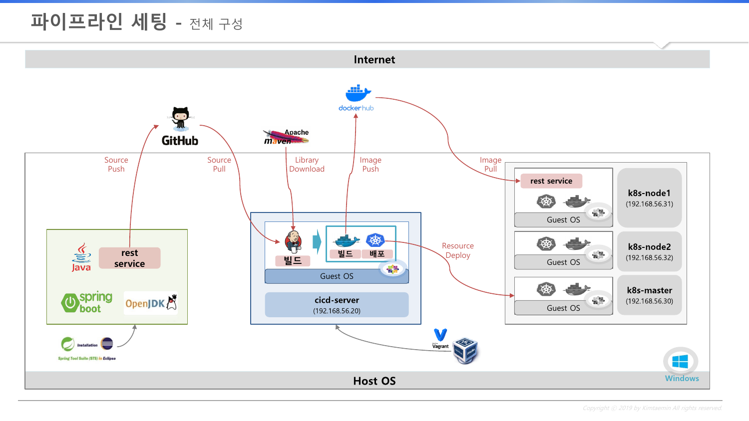# 파이프라인 세팅 - 전체 구성

Internet

GitHub

Apache maven

docker hub

Source Push

Source Pull

Library Download

Image Push

Image Pull

rest service

Java

spring boot

OpenJDK

Installation

Spring Tool Suite (STS) in Eclipse

빌드

빌드 배포

Guest OS

cicd-server (192.168.56.20)

Resource Deploy

rest service

Guest OS

k8s-node1 (192.168.56.31)

Guest OS

k8s-node2 (192.168.56.32)

Guest OS

k8s-master (192.168.56.30)

Vagrant

Windows

Host OS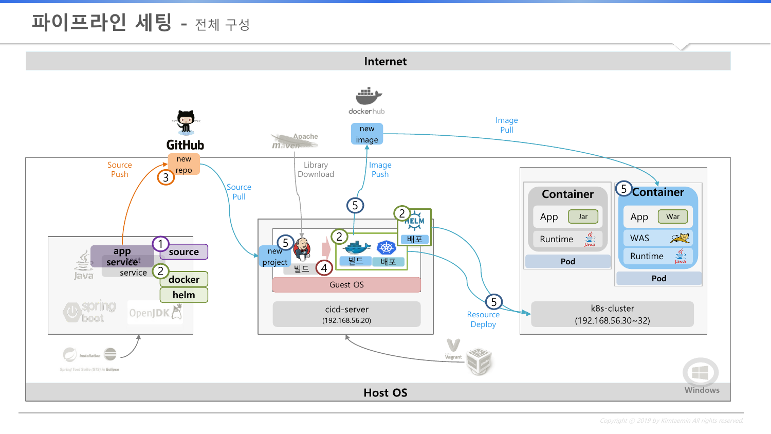# 파이프라인 세팅 - 전체 구성

**Internet**

GitHub
new repo

docker hub
new image

Apache maven

Source Push ③

Source Pull

Library Download

Image Push ⑤

Image Pull

① app service / source
② docker
helm
Java
spring boot
OpenJDK

Installation
Spring Tool Suite (STS) in Eclipse

⑤ new project
빌드 ④
② 빌드 배포
② HELM 배포
Guest OS

cicd-server
(192.168.56.20)

⑤ Resource Deploy

Vagrant

Container
App Jar
Runtime
Pod

⑤ Container
App War
WAS
Runtime
Pod

k8s-cluster
(192.168.56.30~32)

**Host OS**

Windows

Copyright © 2019 by Kimtaemin All rights reserved.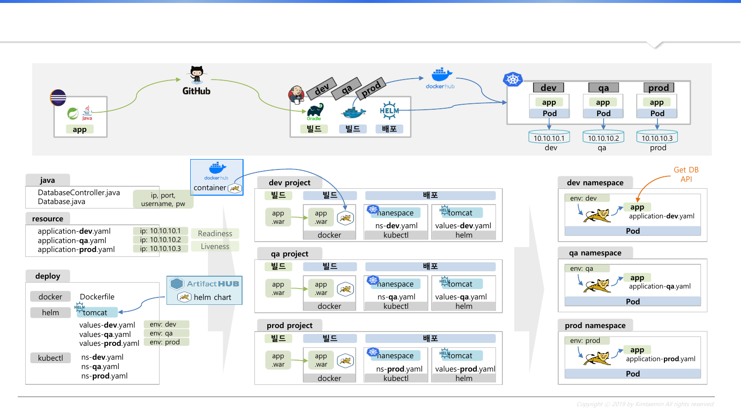app

GitHub

dev qa prod

Gradle

빌드 빌드 배포

HELM

docker hub

dev qa prod

app app app

Pod Pod Pod

10.10.10.1 dev

10.10.10.2 qa

10.10.10.3 prod

java

DatabaseController.java
Database.java

ip, port, username, pw

docker hub container

resource

application-dev.yaml
application-qa.yaml
application-prod.yaml

ip: 10.10.10.1
ip: 10.10.10.2
ip: 10.10.10.3

Readiness

Liveness

deploy

docker Dockerfile

helm tomcat

ArtifactHUB helm chart

values-dev.yaml env: dev
values-qa.yaml env: qa
values-prod.yaml env: prod

kubectl ns-dev.yaml
ns-qa.yaml
ns-prod.yaml

dev project

빌드 빌드 배포

app .war → app .war docker | nanespace ns-dev.yaml kubectl | tomcat values-dev.yaml helm

qa project

빌드 빌드 배포

app .war → app .war docker | nanespace ns-qa.yaml kubectl | tomcat values-qa.yaml helm

prod project

빌드 빌드 배포

app .war → app .war docker | nanespace ns-prod.yaml kubectl | tomcat values-prod.yaml helm

Get DB API

dev namespace

env: dev app application-dev.yaml Pod

qa namespace

env: qa app application-qa.yaml Pod

prod namespace

env: prod app application-prod.yaml Pod

Copyright © 2019 by Kimtaemin All rights reserved.